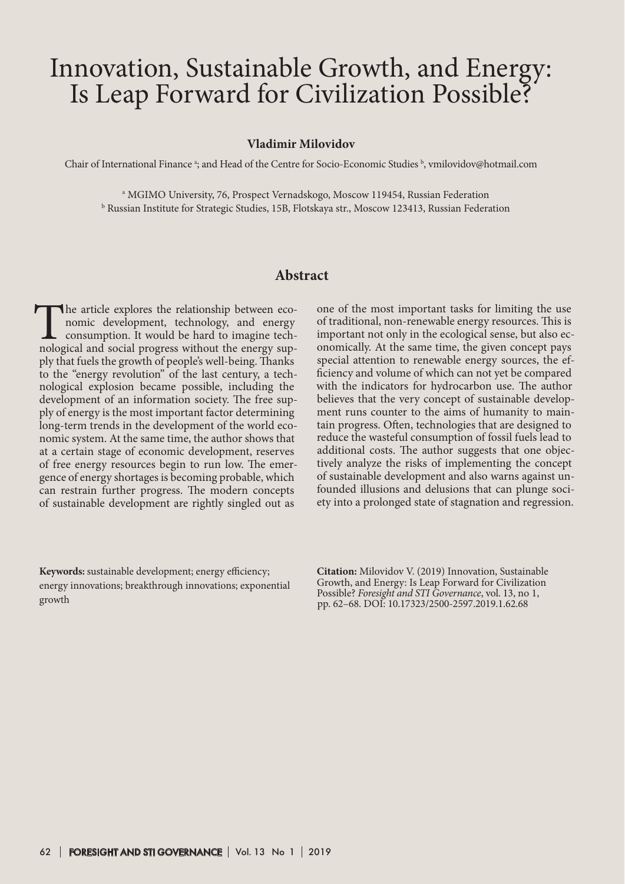# Innovation, Sustainable Growth, and Energy: Is Leap Forward for Civilization Possible?

**Vladimir Milovidov**

Chair of International Finance [a]; and Head of the Centre for Socio-Economic Studies [b], vmilovidov@hotmail.com

[a] MGIMO University, 76, Prospect Vernadskogo, Moscow 119454, Russian Federation
[b] Russian Institute for Strategic Studies, 15B, Flotskaya str., Moscow 123413, Russian Federation

## Abstract

The article explores the relationship between economic development, technology, and energy consumption. It would be hard to imagine technological and social progress without the energy supply that fuels the growth of people's well-being. Thanks to the "energy revolution" of the last century, a technological explosion became possible, including the development of an information society. The free supply of energy is the most important factor determining long-term trends in the development of the world economic system. At the same time, the author shows that at a certain stage of economic development, reserves of free energy resources begin to run low. The emergence of energy shortages is becoming probable, which can restrain further progress. The modern concepts of sustainable development are rightly singled out as one of the most important tasks for limiting the use of traditional, non-renewable energy resources. This is important not only in the ecological sense, but also economically. At the same time, the given concept pays special attention to renewable energy sources, the efficiency and volume of which can not yet be compared with the indicators for hydrocarbon use. The author believes that the very concept of sustainable development runs counter to the aims of humanity to maintain progress. Often, technologies that are designed to reduce the wasteful consumption of fossil fuels lead to additional costs. The author suggests that one objectively analyze the risks of implementing the concept of sustainable development and also warns against unfounded illusions and delusions that can plunge society into a prolonged state of stagnation and regression.

**Keywords:** sustainable development; energy efficiency; energy innovations; breakthrough innovations; exponential growth

**Citation:** Milovidov V. (2019) Innovation, Sustainable Growth, and Energy: Is Leap Forward for Civilization Possible? *Foresight and STI Governance*, vol. 13, no 1, pp. 62–68. DOI: 10.17323/2500-2597.2019.1.62.68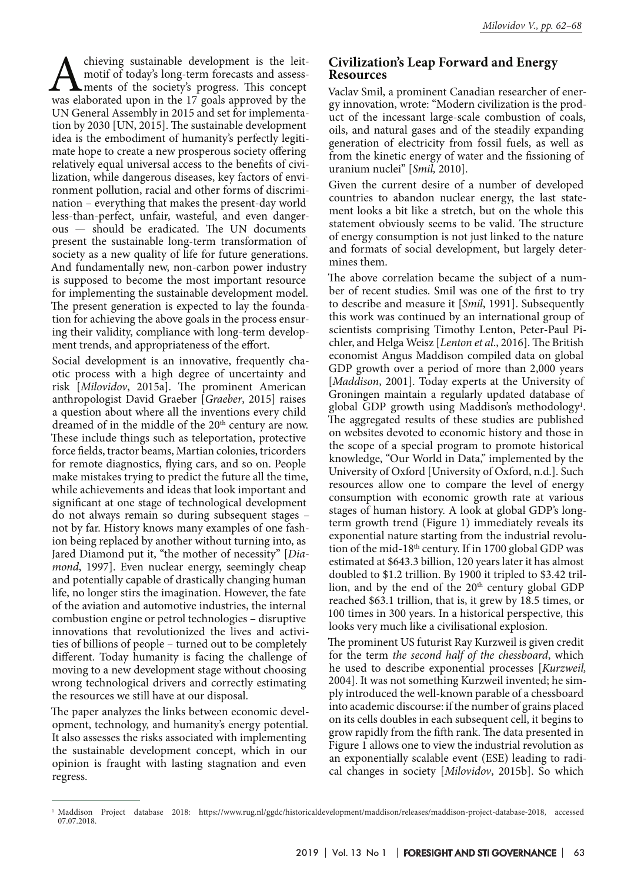Achieving sustainable development is the leitmotif of today's long-term forecasts and assessments of the society's progress. This concept was elaborated upon in the 17 goals approved by the UN General Assembly in 2015 and set for implementation by 2030 [UN, 2015]. The sustainable development idea is the embodiment of humanity's perfectly legitimate hope to create a new prosperous society offering relatively equal universal access to the benefits of civilization, while dangerous diseases, key factors of environment pollution, racial and other forms of discrimination – everything that makes the present-day world less-than-perfect, unfair, wasteful, and even dangerous — should be eradicated. The UN documents present the sustainable long-term transformation of society as a new quality of life for future generations. And fundamentally new, non-carbon power industry is supposed to become the most important resource for implementing the sustainable development model. The present generation is expected to lay the foundation for achieving the above goals in the process ensuring their validity, compliance with long-term development trends, and appropriateness of the effort.

Social development is an innovative, frequently chaotic process with a high degree of uncertainty and risk [*Milovidov*, 2015a]. The prominent American anthropologist David Graeber [*Graeber*, 2015] raises a question about where all the inventions every child dreamed of in the middle of the 20th century are now. These include things such as teleportation, protective force fields, tractor beams, Martian colonies, tricorders for remote diagnostics, flying cars, and so on. People make mistakes trying to predict the future all the time, while achievements and ideas that look important and significant at one stage of technological development do not always remain so during subsequent stages – not by far. History knows many examples of one fashion being replaced by another without turning into, as Jared Diamond put it, "the mother of necessity" [*Diamond*, 1997]. Even nuclear energy, seemingly cheap and potentially capable of drastically changing human life, no longer stirs the imagination. However, the fate of the aviation and automotive industries, the internal combustion engine or petrol technologies – disruptive innovations that revolutionized the lives and activities of billions of people – turned out to be completely different. Today humanity is facing the challenge of moving to a new development stage without choosing wrong technological drivers and correctly estimating the resources we still have at our disposal.

The paper analyzes the links between economic development, technology, and humanity's energy potential. It also assesses the risks associated with implementing the sustainable development concept, which in our opinion is fraught with lasting stagnation and even regress.

## Civilization's Leap Forward and Energy Resources

Vaclav Smil, a prominent Canadian researcher of energy innovation, wrote: "Modern civilization is the product of the incessant large-scale combustion of coals, oils, and natural gases and of the steadily expanding generation of electricity from fossil fuels, as well as from the kinetic energy of water and the fissioning of uranium nuclei" [*Smil,* 2010].

Given the current desire of a number of developed countries to abandon nuclear energy, the last statement looks a bit like a stretch, but on the whole this statement obviously seems to be valid. The structure of energy consumption is not just linked to the nature and formats of social development, but largely determines them.

The above correlation became the subject of a number of recent studies. Smil was one of the first to try to describe and measure it [*Smil*, 1991]. Subsequently this work was continued by an international group of scientists comprising Timothy Lenton, Peter-Paul Pichler, and Helga Weisz [*Lenton et al*., 2016]. The British economist Angus Maddison compiled data on global GDP growth over a period of more than 2,000 years [*Maddison*, 2001]. Today experts at the University of Groningen maintain a regularly updated database of global GDP growth using Maddison's methodology[1]. The aggregated results of these studies are published on websites devoted to economic history and those in the scope of a special program to promote historical knowledge, "Our World in Data," implemented by the University of Oxford [University of Oxford, n.d.]. Such resources allow one to compare the level of energy consumption with economic growth rate at various stages of human history. A look at global GDP's long-term growth trend (Figure 1) immediately reveals its exponential nature starting from the industrial revolution of the mid-18th century. If in 1700 global GDP was estimated at $643.3 billion, 120 years later it has almost doubled to $1.2 trillion. By 1900 it tripled to $3.42 trillion, and by the end of the 20th century global GDP reached $63.1 trillion, that is, it grew by 18.5 times, or 100 times in 300 years. In a historical perspective, this looks very much like a civilisational explosion.

The prominent US futurist Ray Kurzweil is given credit for the term *the second half of the chessboard*, which he used to describe exponential processes [*Kurzweil,* 2004]. It was not something Kurzweil invented; he simply introduced the well-known parable of a chessboard into academic discourse: if the number of grains placed on its cells doubles in each subsequent cell, it begins to grow rapidly from the fifth rank. The data presented in Figure 1 allows one to view the industrial revolution as an exponentially scalable event (ESE) leading to radical changes in society [*Milovidov*, 2015b]. So which

[1] Maddison Project database 2018: https://www.rug.nl/ggdc/historicaldevelopment/maddison/releases/maddison-project-database-2018, accessed 07.07.2018.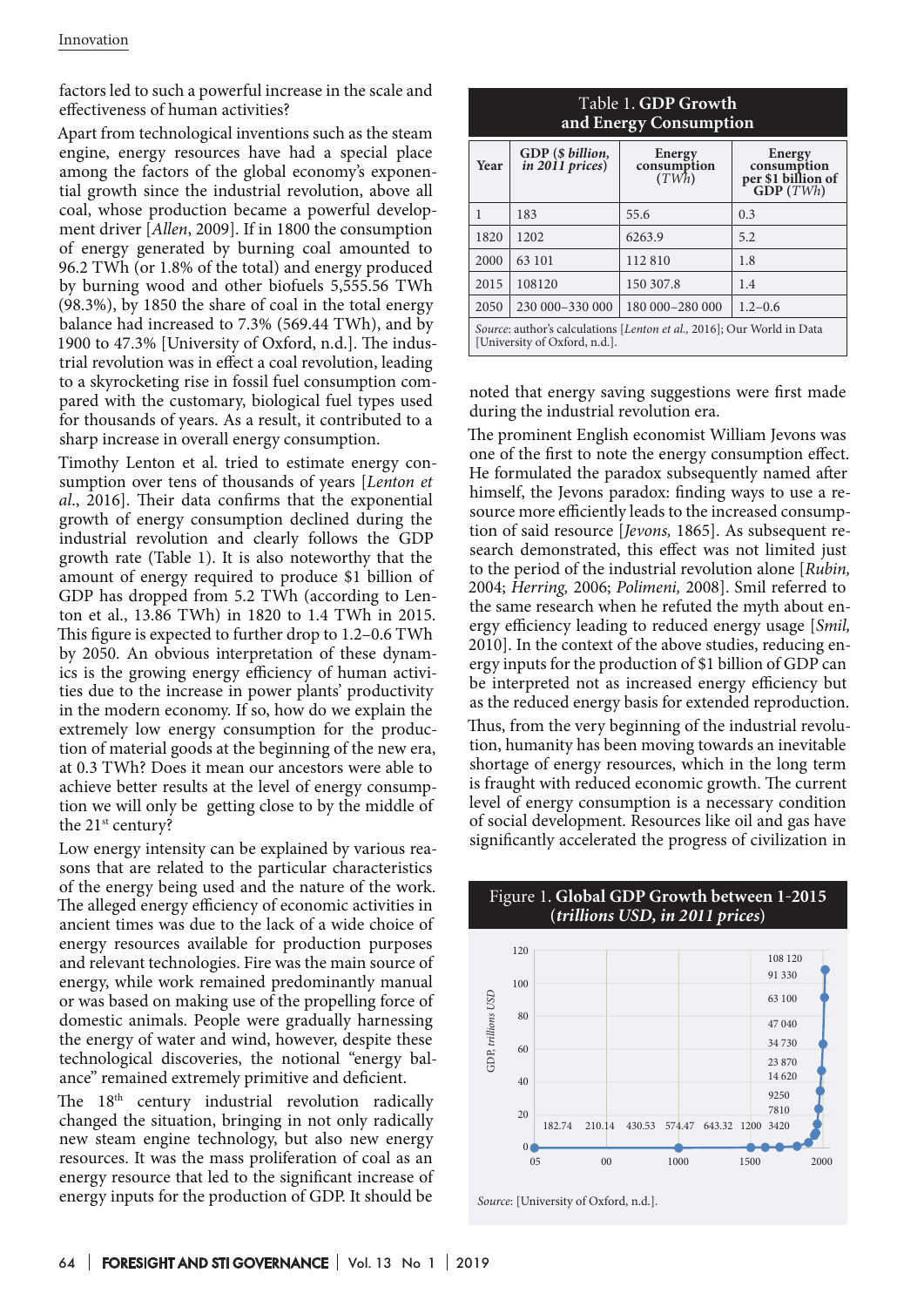factors led to such a powerful increase in the scale and effectiveness of human activities?

Apart from technological inventions such as the steam engine, energy resources have had a special place among the factors of the global economy's exponential growth since the industrial revolution, above all coal, whose production became a powerful development driver [*Allen*, 2009]. If in 1800 the consumption of energy generated by burning coal amounted to 96.2 TWh (or 1.8% of the total) and energy produced by burning wood and other biofuels 5,555.56 TWh (98.3%), by 1850 the share of coal in the total energy balance had increased to 7.3% (569.44 TWh), and by 1900 to 47.3% [University of Oxford, n.d.]. The industrial revolution was in effect a coal revolution, leading to a skyrocketing rise in fossil fuel consumption compared with the customary, biological fuel types used for thousands of years. As a result, it contributed to a sharp increase in overall energy consumption.

Timothy Lenton et al. tried to estimate energy consumption over tens of thousands of years [*Lenton et al.*, 2016]. Their data confirms that the exponential growth of energy consumption declined during the industrial revolution and clearly follows the GDP growth rate (Table 1). It is also noteworthy that the amount of energy required to produce $1 billion of GDP has dropped from 5.2 TWh (according to Lenton et al., 13.86 TWh) in 1820 to 1.4 TWh in 2015. This figure is expected to further drop to 1.2–0.6 TWh by 2050. An obvious interpretation of these dynamics is the growing energy efficiency of human activities due to the increase in power plants' productivity in the modern economy. If so, how do we explain the extremely low energy consumption for the production of material goods at the beginning of the new era, at 0.3 TWh? Does it mean our ancestors were able to achieve better results at the level of energy consumption we will only be getting close to by the middle of the 21st century?

Low energy intensity can be explained by various reasons that are related to the particular characteristics of the energy being used and the nature of the work. The alleged energy efficiency of economic activities in ancient times was due to the lack of a wide choice of energy resources available for production purposes and relevant technologies. Fire was the main source of energy, while work remained predominantly manual or was based on making use of the propelling force of domestic animals. People were gradually harnessing the energy of water and wind, however, despite these technological discoveries, the notional "energy balance" remained extremely primitive and deficient.

The 18th century industrial revolution radically changed the situation, bringing in not only radically new steam engine technology, but also new energy resources. It was the mass proliferation of coal as an energy resource that led to the significant increase of energy inputs for the production of GDP. It should be noted that energy saving suggestions were first made during the industrial revolution era.

The prominent English economist William Jevons was one of the first to note the energy consumption effect. He formulated the paradox subsequently named after himself, the Jevons paradox: finding ways to use a resource more efficiently leads to the increased consumption of said resource [*Jevons,* 1865]. As subsequent research demonstrated, this effect was not limited just to the period of the industrial revolution alone [*Rubin,* 2004; *Herring,* 2006; *Polimeni,* 2008]. Smil referred to the same research when he refuted the myth about energy efficiency leading to reduced energy usage [*Smil,* 2010]. In the context of the above studies, reducing energy inputs for the production of $1 billion of GDP can be interpreted not as increased energy efficiency but as the reduced energy basis for extended reproduction.

Thus, from the very beginning of the industrial revolution, humanity has been moving towards an inevitable shortage of energy resources, which in the long term is fraught with reduced economic growth. The current level of energy consumption is a necessary condition of social development. Resources like oil and gas have significantly accelerated the progress of civilization in

**Table 1. GDP Growth and Energy Consumption**

| Year | GDP (*$ billion, in 2011 prices*) | Energy consumption (*TWh*) | Energy consumption per $1 billion of GDP (*TWh*) |
|---|---|---|---|
| 1 | 183 | 55.6 | 0.3 |
| 1820 | 1202 | 6263.9 | 5.2 |
| 2000 | 63 101 | 112 810 | 1.8 |
| 2015 | 108120 | 150 307.8 | 1.4 |
| 2050 | 230 000–330 000 | 180 000–280 000 | 1.2–0.6 |

*Source*: author's calculations [*Lenton et al.,* 2016]; Our World in Data [University of Oxford, n.d.].

**Figure 1. Global GDP Growth between 1-2015 (*trillions USD, in 2011 prices*)**

*Source*: [University of Oxford, n.d.].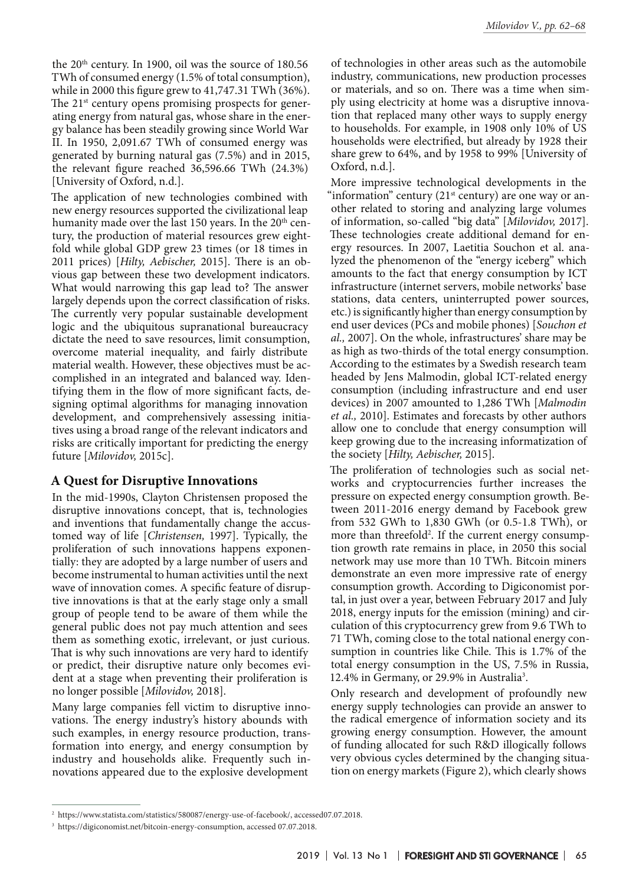the 20th century. In 1900, oil was the source of 180.56 TWh of consumed energy (1.5% of total consumption), while in 2000 this figure grew to 41,747.31 TWh (36%). The 21st century opens promising prospects for generating energy from natural gas, whose share in the energy balance has been steadily growing since World War II. In 1950, 2,091.67 TWh of consumed energy was generated by burning natural gas (7.5%) and in 2015, the relevant figure reached 36,596.66 TWh (24.3%) [University of Oxford, n.d.].

The application of new technologies combined with new energy resources supported the civilizational leap humanity made over the last 150 years. In the 20th century, the production of material resources grew eightfold while global GDP grew 23 times (or 18 times in 2011 prices) [*Hilty, Aebischer,* 2015]. There is an obvious gap between these two development indicators. What would narrowing this gap lead to? The answer largely depends upon the correct classification of risks. The currently very popular sustainable development logic and the ubiquitous supranational bureaucracy dictate the need to save resources, limit consumption, overcome material inequality, and fairly distribute material wealth. However, these objectives must be accomplished in an integrated and balanced way. Identifying them in the flow of more significant facts, designing optimal algorithms for managing innovation development, and comprehensively assessing initiatives using a broad range of the relevant indicators and risks are critically important for predicting the energy future [*Milovidov,* 2015c].

## A Quest for Disruptive Innovations

In the mid-1990s, Clayton Christensen proposed the disruptive innovations concept, that is, technologies and inventions that fundamentally change the accustomed way of life [*Christensen,* 1997]. Typically, the proliferation of such innovations happens exponentially: they are adopted by a large number of users and become instrumental to human activities until the next wave of innovation comes. A specific feature of disruptive innovations is that at the early stage only a small group of people tend to be aware of them while the general public does not pay much attention and sees them as something exotic, irrelevant, or just curious. That is why such innovations are very hard to identify or predict, their disruptive nature only becomes evident at a stage when preventing their proliferation is no longer possible [*Milovidov,* 2018].

Many large companies fell victim to disruptive innovations. The energy industry's history abounds with such examples, in energy resource production, transformation into energy, and energy consumption by industry and households alike. Frequently such innovations appeared due to the explosive development of technologies in other areas such as the automobile industry, communications, new production processes or materials, and so on. There was a time when simply using electricity at home was a disruptive innovation that replaced many other ways to supply energy to households. For example, in 1908 only 10% of US households were electrified, but already by 1928 their share grew to 64%, and by 1958 to 99% [University of Oxford, n.d.].

More impressive technological developments in the "information" century (21st century) are one way or another related to storing and analyzing large volumes of information, so-called "big data" [*Milovidov,* 2017]. These technologies create additional demand for energy resources. In 2007, Laetitia Souchon et al. analyzed the phenomenon of the "energy iceberg" which amounts to the fact that energy consumption by ICT infrastructure (internet servers, mobile networks' base stations, data centers, uninterrupted power sources, etc.) is significantly higher than energy consumption by end user devices (PCs and mobile phones) [*Souchon et al.,* 2007]. On the whole, infrastructures' share may be as high as two-thirds of the total energy consumption. According to the estimates by a Swedish research team headed by Jens Malmodin, global ICT-related energy consumption (including infrastructure and end user devices) in 2007 amounted to 1,286 TWh [*Malmodin et al.,* 2010]. Estimates and forecasts by other authors allow one to conclude that energy consumption will keep growing due to the increasing informatization of the society [*Hilty, Aebischer,* 2015].

The proliferation of technologies such as social networks and cryptocurrencies further increases the pressure on expected energy consumption growth. Between 2011-2016 energy demand by Facebook grew from 532 GWh to 1,830 GWh (or 0.5-1.8 TWh), or more than threefold[2]. If the current energy consumption growth rate remains in place, in 2050 this social network may use more than 10 TWh. Bitcoin miners demonstrate an even more impressive rate of energy consumption growth. According to Digiconomist portal, in just over a year, between February 2017 and July 2018, energy inputs for the emission (mining) and circulation of this cryptocurrency grew from 9.6 TWh to 71 TWh, coming close to the total national energy consumption in countries like Chile. This is 1.7% of the total energy consumption in the US, 7.5% in Russia, 12.4% in Germany, or 29.9% in Australia[3].

Only research and development of profoundly new energy supply technologies can provide an answer to the radical emergence of information society and its growing energy consumption. However, the amount of funding allocated for such R&D illogically follows very obvious cycles determined by the changing situation on energy markets (Figure 2), which clearly shows

---

[2] https://www.statista.com/statistics/580087/energy-use-of-facebook/, accessed07.07.2018.

[3] https://digiconomist.net/bitcoin-energy-consumption, accessed 07.07.2018.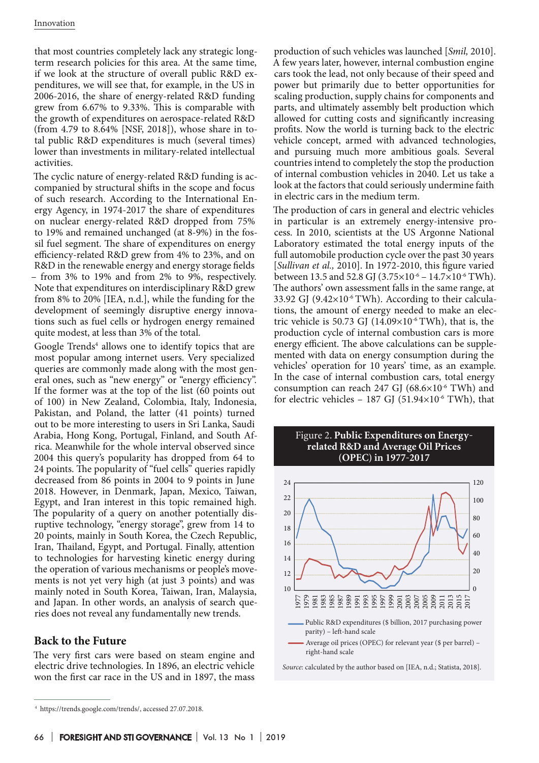that most countries completely lack any strategic long-term research policies for this area. At the same time, if we look at the structure of overall public R&D expenditures, we will see that, for example, in the US in 2006-2016, the share of energy-related R&D funding grew from 6.67% to 9.33%. This is comparable with the growth of expenditures on aerospace-related R&D (from 4.79 to 8.64% [NSF, 2018]), whose share in total public R&D expenditures is much (several times) lower than investments in military-related intellectual activities.

The cyclic nature of energy-related R&D funding is accompanied by structural shifts in the scope and focus of such research. According to the International Energy Agency, in 1974-2017 the share of expenditures on nuclear energy-related R&D dropped from 75% to 19% and remained unchanged (at 8-9%) in the fossil fuel segment. The share of expenditures on energy efficiency-related R&D grew from 4% to 23%, and on R&D in the renewable energy and energy storage fields – from 3% to 19% and from 2% to 9%, respectively. Note that expenditures on interdisciplinary R&D grew from 8% to 20% [IEA, n.d.], while the funding for the development of seemingly disruptive energy innovations such as fuel cells or hydrogen energy remained quite modest, at less than 3% of the total.

Google Trends[4] allows one to identify topics that are most popular among internet users. Very specialized queries are commonly made along with the most general ones, such as "new energy" or "energy efficiency". If the former was at the top of the list (60 points out of 100) in New Zealand, Colombia, Italy, Indonesia, Pakistan, and Poland, the latter (41 points) turned out to be more interesting to users in Sri Lanka, Saudi Arabia, Hong Kong, Portugal, Finland, and South Africa. Meanwhile for the whole interval observed since 2004 this query's popularity has dropped from 64 to 24 points. The popularity of "fuel cells" queries rapidly decreased from 86 points in 2004 to 9 points in June 2018. However, in Denmark, Japan, Mexico, Taiwan, Egypt, and Iran interest in this topic remained high. The popularity of a query on another potentially disruptive technology, "energy storage", grew from 14 to 20 points, mainly in South Korea, the Czech Republic, Iran, Thailand, Egypt, and Portugal. Finally, attention to technologies for harvesting kinetic energy during the operation of various mechanisms or people's movements is not yet very high (at just 3 points) and was mainly noted in South Korea, Taiwan, Iran, Malaysia, and Japan. In other words, an analysis of search queries does not reveal any fundamentally new trends.

## Back to the Future

The very first cars were based on steam engine and electric drive technologies. In 1896, an electric vehicle won the first car race in the US and in 1897, the mass production of such vehicles was launched [*Smil,* 2010]. A few years later, however, internal combustion engine cars took the lead, not only because of their speed and power but primarily due to better opportunities for scaling production, supply chains for components and parts, and ultimately assembly belt production which allowed for cutting costs and significantly increasing profits. Now the world is turning back to the electric vehicle concept, armed with advanced technologies, and pursuing much more ambitious goals. Several countries intend to completely the stop the production of internal combustion vehicles in 2040. Let us take a look at the factors that could seriously undermine faith in electric cars in the medium term.

The production of cars in general and electric vehicles in particular is an extremely energy-intensive process. In 2010, scientists at the US Argonne National Laboratory estimated the total energy inputs of the full automobile production cycle over the past 30 years [*Sullivan et al.,* 2010]. In 1972-2010, this figure varied between 13.5 and 52.8 GJ ($3.75 \times 10^{-6}$ – $14.7 \times 10^{-6}$ TWh). The authors' own assessment falls in the same range, at 33.92 GJ ($9.42 \times 10^{-6}$ TWh). According to their calculations, the amount of energy needed to make an electric vehicle is 50.73 GJ ($14.09 \times 10^{-6}$ TWh), that is, the production cycle of internal combustion cars is more energy efficient. The above calculations can be supplemented with data on energy consumption during the vehicles' operation for 10 years' time, as an example. In the case of internal combustion cars, total energy consumption can reach 247 GJ ($68.6 \times 10^{-6}$ TWh) and for electric vehicles – 187 GJ ($51.94 \times 10^{-6}$ TWh), that

Figure 2. **Public Expenditures on Energy-related R&D and Average Oil Prices (OPEC) in 1977-2017**

Public R&D expenditures ($ billion, 2017 purchasing power parity) – left-hand scale

Average oil prices (OPEC) for relevant year ($ per barrel) – right-hand scale

*Source*: calculated by the author based on [IEA, n.d.; Statista, 2018].

[4] https://trends.google.com/trends/, accessed 27.07.2018.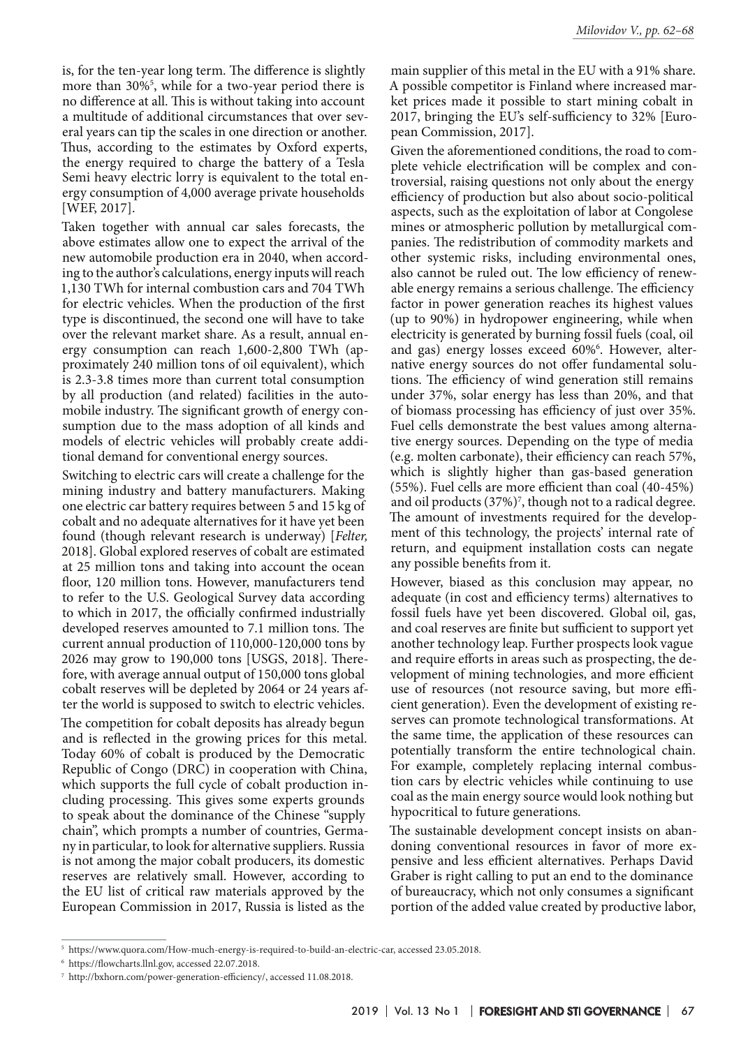is, for the ten-year long term. The difference is slightly more than 30%[5], while for a two-year period there is no difference at all. This is without taking into account a multitude of additional circumstances that over several years can tip the scales in one direction or another. Thus, according to the estimates by Oxford experts, the energy required to charge the battery of a Tesla Semi heavy electric lorry is equivalent to the total energy consumption of 4,000 average private households [WEF, 2017].

Taken together with annual car sales forecasts, the above estimates allow one to expect the arrival of the new automobile production era in 2040, when according to the author's calculations, energy inputs will reach 1,130 TWh for internal combustion cars and 704 TWh for electric vehicles. When the production of the first type is discontinued, the second one will have to take over the relevant market share. As a result, annual energy consumption can reach 1,600-2,800 TWh (approximately 240 million tons of oil equivalent), which is 2.3-3.8 times more than current total consumption by all production (and related) facilities in the automobile industry. The significant growth of energy consumption due to the mass adoption of all kinds and models of electric vehicles will probably create additional demand for conventional energy sources.

Switching to electric cars will create a challenge for the mining industry and battery manufacturers. Making one electric car battery requires between 5 and 15 kg of cobalt and no adequate alternatives for it have yet been found (though relevant research is underway) [*Felter,* 2018]. Global explored reserves of cobalt are estimated at 25 million tons and taking into account the ocean floor, 120 million tons. However, manufacturers tend to refer to the U.S. Geological Survey data according to which in 2017, the officially confirmed industrially developed reserves amounted to 7.1 million tons. The current annual production of 110,000-120,000 tons by 2026 may grow to 190,000 tons [USGS, 2018]. Therefore, with average annual output of 150,000 tons global cobalt reserves will be depleted by 2064 or 24 years after the world is supposed to switch to electric vehicles.

The competition for cobalt deposits has already begun and is reflected in the growing prices for this metal. Today 60% of cobalt is produced by the Democratic Republic of Congo (DRC) in cooperation with China, which supports the full cycle of cobalt production including processing. This gives some experts grounds to speak about the dominance of the Chinese "supply chain", which prompts a number of countries, Germany in particular, to look for alternative suppliers. Russia is not among the major cobalt producers, its domestic reserves are relatively small. However, according to the EU list of critical raw materials approved by the European Commission in 2017, Russia is listed as the main supplier of this metal in the EU with a 91% share. A possible competitor is Finland where increased market prices made it possible to start mining cobalt in 2017, bringing the EU's self-sufficiency to 32% [European Commission, 2017].

Given the aforementioned conditions, the road to complete vehicle electrification will be complex and controversial, raising questions not only about the energy efficiency of production but also about socio-political aspects, such as the exploitation of labor at Congolese mines or atmospheric pollution by metallurgical companies. The redistribution of commodity markets and other systemic risks, including environmental ones, also cannot be ruled out. The low efficiency of renewable energy remains a serious challenge. The efficiency factor in power generation reaches its highest values (up to 90%) in hydropower engineering, while when electricity is generated by burning fossil fuels (coal, oil and gas) energy losses exceed 60%[6]. However, alternative energy sources do not offer fundamental solutions. The efficiency of wind generation still remains under 37%, solar energy has less than 20%, and that of biomass processing has efficiency of just over 35%. Fuel cells demonstrate the best values among alternative energy sources. Depending on the type of media (e.g. molten carbonate), their efficiency can reach 57%, which is slightly higher than gas-based generation (55%). Fuel cells are more efficient than coal (40-45%) and oil products (37%)[7], though not to a radical degree. The amount of investments required for the development of this technology, the projects' internal rate of return, and equipment installation costs can negate any possible benefits from it.

However, biased as this conclusion may appear, no adequate (in cost and efficiency terms) alternatives to fossil fuels have yet been discovered. Global oil, gas, and coal reserves are finite but sufficient to support yet another technology leap. Further prospects look vague and require efforts in areas such as prospecting, the development of mining technologies, and more efficient use of resources (not resource saving, but more efficient generation). Even the development of existing reserves can promote technological transformations. At the same time, the application of these resources can potentially transform the entire technological chain. For example, completely replacing internal combustion cars by electric vehicles while continuing to use coal as the main energy source would look nothing but hypocritical to future generations.

The sustainable development concept insists on abandoning conventional resources in favor of more expensive and less efficient alternatives. Perhaps David Graber is right calling to put an end to the dominance of bureaucracy, which not only consumes a significant portion of the added value created by productive labor,

---

[5] https://www.quora.com/How-much-energy-is-required-to-build-an-electric-car, accessed 23.05.2018.

[6] https://flowcharts.llnl.gov, accessed 22.07.2018.

[7] http://bxhorn.com/power-generation-efficiency/, accessed 11.08.2018.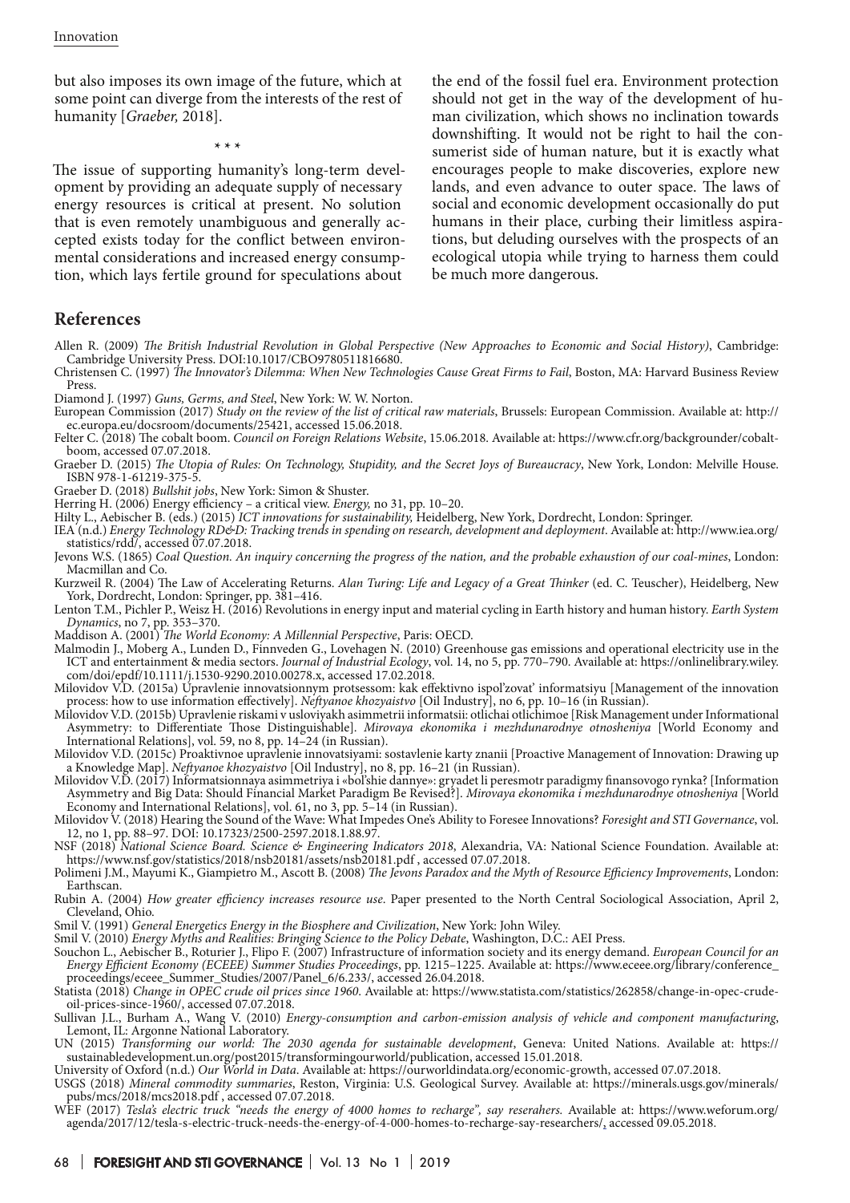but also imposes its own image of the future, which at some point can diverge from the interests of the rest of humanity [*Graeber,* 2018].

\* \* \*

The issue of supporting humanity's long-term development by providing an adequate supply of necessary energy resources is critical at present. No solution that is even remotely unambiguous and generally accepted exists today for the conflict between environmental considerations and increased energy consumption, which lays fertile ground for speculations about the end of the fossil fuel era. Environment protection should not get in the way of the development of human civilization, which shows no inclination towards downshifting. It would not be right to hail the consumerist side of human nature, but it is exactly what encourages people to make discoveries, explore new lands, and even advance to outer space. The laws of social and economic development occasionally do put humans in their place, curbing their limitless aspirations, but deluding ourselves with the prospects of an ecological utopia while trying to harness them could be much more dangerous.

## References

Allen R. (2009) *The British Industrial Revolution in Global Perspective (New Approaches to Economic and Social History)*, Cambridge: Cambridge University Press. DOI:10.1017/CBO9780511816680.

Christensen C. (1997) *The Innovator's Dilemma: When New Technologies Cause Great Firms to Fail*, Boston, MA: Harvard Business Review Press.

Diamond J. (1997) *Guns, Germs, and Steel*, New York: W. W. Norton.

European Commission (2017) *Study on the review of the list of critical raw materials*, Brussels: European Commission. Available at: http://ec.europa.eu/docsroom/documents/25421, accessed 15.06.2018.

Felter C. (2018) The cobalt boom. *Council on Foreign Relations Website*, 15.06.2018. Available at: https://www.cfr.org/backgrounder/cobalt-boom, accessed 07.07.2018.

Graeber D. (2015) *The Utopia of Rules: On Technology, Stupidity, and the Secret Joys of Bureaucracy*, New York, London: Melville House. ISBN 978-1-61219-375-5.

Graeber D. (2018) *Bullshit jobs*, New York: Simon & Shuster.

Herring H. (2006) Energy efficiency – a critical view. *Energy,* no 31, pp. 10–20.

Hilty L., Aebischer B. (eds.) (2015) *ICT innovations for sustainability,* Heidelberg, New York, Dordrecht, London: Springer.

IEA (n.d.) *Energy Technology RD&D: Tracking trends in spending on research, development and deployment*. Available at: http://www.iea.org/statistics/rdd/, accessed 07.07.2018.

Jevons W.S. (1865) *Coal Question. An inquiry concerning the progress of the nation, and the probable exhaustion of our coal-mines*, London: Macmillan and Co.

Kurzweil R. (2004) The Law of Accelerating Returns. *Alan Turing: Life and Legacy of a Great Thinker* (ed. C. Teuscher), Heidelberg, New York, Dordrecht, London: Springer, pp. 381–416.

Lenton T.M., Pichler P., Weisz H. (2016) Revolutions in energy input and material cycling in Earth history and human history. *Earth System Dynamics*, no 7, pp. 353–370.

Maddison A. (2001) *The World Economy: A Millennial Perspective*, Paris: OECD.

Malmodin J., Moberg A., Lunden D., Finnveden G., Lovehagen N. (2010) Greenhouse gas emissions and operational electricity use in the ICT and entertainment & media sectors. *Journal of Industrial Ecology*, vol. 14, no 5, pp. 770–790. Available at: https://onlinelibrary.wiley.com/doi/epdf/10.1111/j.1530-9290.2010.00278.x, accessed 17.02.2018.

Milovidov V.D. (2015a) Upravlenie innovatsionnym protsessom: kak effektivno ispol'zovat' informatsiyu [Management of the innovation process: how to use information effectively]. *Neftyanoe khozyaistvo* [Oil Industry], no 6, pp. 10–16 (in Russian).

Milovidov V.D. (2015b) Upravlenie riskami v usloviyakh asimmetrii informatsii: otlichai otlichimoe [Risk Management under Informational Asymmetry: to Differentiate Those Distinguishable]. *Mirovaya ekonomika i mezhdunarodnye otnosheniya* [World Economy and International Relations], vol. 59, no 8, pp. 14–24 (in Russian).

Milovidov V.D. (2015c) Proaktivnoe upravlenie innovatsiyami: sostavlenie karty znanii [Proactive Management of Innovation: Drawing up a Knowledge Map]. *Neftyanoe khozyaistvo* [Oil Industry], no 8, pp. 16–21 (in Russian).

Milovidov V.D. (2017) Informatsionnaya asimmetriya i «bol'shie dannye»: gryadet li peresmotr paradigmy finansovogo rynka? [Information Asymmetry and Big Data: Should Financial Market Paradigm Be Revised?]. *Mirovaya ekonomika i mezhdunarodnye otnosheniya* [World Economy and International Relations], vol. 61, no 3, pp. 5–14 (in Russian).

Milovidov V. (2018) Hearing the Sound of the Wave: What Impedes One's Ability to Foresee Innovations? *Foresight and STI Governance*, vol. 12, no 1, pp. 88–97. DOI: 10.17323/2500-2597.2018.1.88.97.

NSF (2018) *National Science Board. Science & Engineering Indicators 2018*, Alexandria, VA: National Science Foundation. Available at: https://www.nsf.gov/statistics/2018/nsb20181/assets/nsb20181.pdf , accessed 07.07.2018.

Polimeni J.M., Mayumi K., Giampietro M., Ascott B. (2008) *The Jevons Paradox and the Myth of Resource Efficiency Improvements*, London: Earthscan.

Rubin A. (2004) *How greater efficiency increases resource use*. Paper presented to the North Central Sociological Association, April 2, Cleveland, Ohio.

Smil V. (1991) *General Energetics Energy in the Biosphere and Civilization*, New York: John Wiley.

Smil V. (2010) *Energy Myths and Realities: Bringing Science to the Policy Debate*, Washington, D.C.: AEI Press.

Souchon L., Aebischer B., Roturier J., Flipo F. (2007) Infrastructure of information society and its energy demand. *European Council for an Energy Efficient Economy (ECEEE) Summer Studies Proceedings*, pp. 1215–1225. Available at: https://www.eceee.org/library/conference_proceedings/eceee_Summer_Studies/2007/Panel_6/6.233/, accessed 26.04.2018.

Statista (2018) *Change in OPEC crude oil prices since 1960*. Available at: https://www.statista.com/statistics/262858/change-in-opec-crude-oil-prices-since-1960/, accessed 07.07.2018.

Sullivan J.L., Burham A., Wang V. (2010) *Energy-consumption and carbon-emission analysis of vehicle and component manufacturing*, Lemont, IL: Argonne National Laboratory.

UN (2015) *Transforming our world: The 2030 agenda for sustainable development*, Geneva: United Nations. Available at: https://sustainabledevelopment.un.org/post2015/transformingourworld/publication, accessed 15.01.2018.

University of Oxford (n.d.) *Our World in Data*. Available at: https://ourworldindata.org/economic-growth, accessed 07.07.2018.

USGS (2018) *Mineral commodity summaries*, Reston, Virginia: U.S. Geological Survey. Available at: https://minerals.usgs.gov/minerals/pubs/mcs/2018/mcs2018.pdf , accessed 07.07.2018.

WEF (2017) *Tesla's electric truck "needs the energy of 4000 homes to recharge", say reserahers.* Available at: https://www.weforum.org/agenda/2017/12/tesla-s-electric-truck-needs-the-energy-of-4-000-homes-to-recharge-say-researchers/, accessed 09.05.2018.